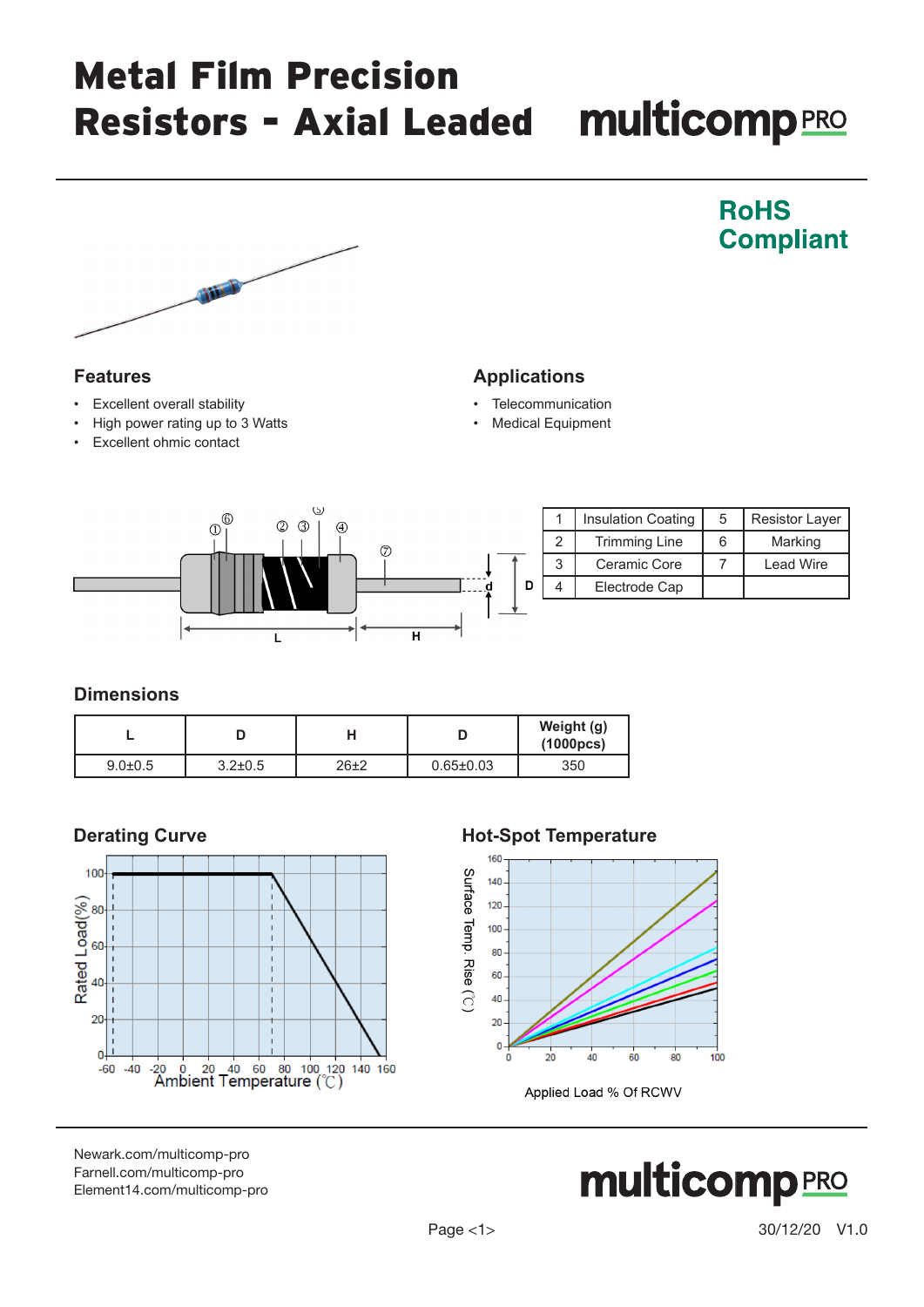# Metal Film Precision Resistors - Axial Leaded

multicomp PRO

**RoHS Compliant**

## Features

- Excellent overall stability
- High power rating up to 3 Watts
- Excellent ohmic contact

## Applications

- Telecommunication
- Medical Equipment

| 1 | Insulation Coating | 5 | Resistor Layer |
|---|---|---|---|
| 2 | Trimming Line | 6 | Marking |
| 3 | Ceramic Core | 7 | Lead Wire |
| 4 | Electrode Cap | | |

## Dimensions

| L | D | H | D | Weight (g) (1000pcs) |
|---|---|---|---|---|
| 9.0±0.5 | 3.2±0.5 | 26±2 | 0.65±0.03 | 350 |

## Derating Curve

## Hot-Spot Temperature

Newark.com/multicomp-pro
Farnell.com/multicomp-pro
Element14.com/multicomp-pro

30/12/20 V1.0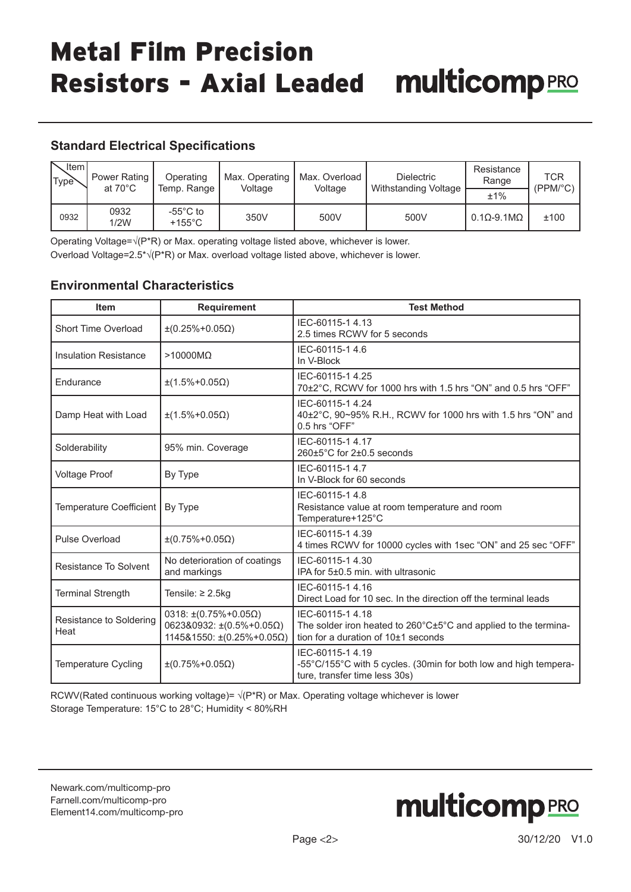# Metal Film Precision Resistors - Axial Leaded

## Standard Electrical Specifications

| Item / Type | Power Rating at 70°C | Operating Temp. Range | Max. Operating Voltage | Max. Overload Voltage | Dielectric Withstanding Voltage | Resistance Range | TCR (PPM/°C) |
|---|---|---|---|---|---|---|---|
| | | | | | | ±1% | |
| 0932 | 0932 1/2W | -55°C to +155°C | 350V | 500V | 500V | 0.1Ω-9.1MΩ | ±100 |

Operating Voltage=√(P*R) or Max. operating voltage listed above, whichever is lower.

Overload Voltage=2.5*√(P*R) or Max. overload voltage listed above, whichever is lower.

## Environmental Characteristics

| Item | Requirement | Test Method |
|---|---|---|
| Short Time Overload | ±(0.25%+0.05Ω) | IEC-60115-1 4.13<br>2.5 times RCWV for 5 seconds |
| Insulation Resistance | >10000MΩ | IEC-60115-1 4.6<br>In V-Block |
| Endurance | ±(1.5%+0.05Ω) | IEC-60115-1 4.25<br>70±2°C, RCWV for 1000 hrs with 1.5 hrs "ON" and 0.5 hrs "OFF" |
| Damp Heat with Load | ±(1.5%+0.05Ω) | IEC-60115-1 4.24<br>40±2°C, 90~95% R.H., RCWV for 1000 hrs with 1.5 hrs "ON" and 0.5 hrs "OFF" |
| Solderability | 95% min. Coverage | IEC-60115-1 4.17<br>260±5°C for 2±0.5 seconds |
| Voltage Proof | By Type | IEC-60115-1 4.7<br>In V-Block for 60 seconds |
| Temperature Coefficient | By Type | IEC-60115-1 4.8<br>Resistance value at room temperature and room Temperature+125°C |
| Pulse Overload | ±(0.75%+0.05Ω) | IEC-60115-1 4.39<br>4 times RCWV for 10000 cycles with 1sec "ON" and 25 sec "OFF" |
| Resistance To Solvent | No deterioration of coatings and markings | IEC-60115-1 4.30<br>IPA for 5±0.5 min. with ultrasonic |
| Terminal Strength | Tensile: ≥ 2.5kg | IEC-60115-1 4.16<br>Direct Load for 10 sec. In the direction off the terminal leads |
| Resistance to Soldering Heat | 0318: ±(0.75%+0.05Ω)<br>0623&0932: ±(0.5%+0.05Ω)<br>1145&1550: ±(0.25%+0.05Ω) | IEC-60115-1 4.18<br>The solder iron heated to 260°C±5°C and applied to the termination for a duration of 10±1 seconds |
| Temperature Cycling | ±(0.75%+0.05Ω) | IEC-60115-1 4.19<br>-55°C/155°C with 5 cycles. (30min for both low and high temperature, transfer time less 30s) |

RCWV(Rated continuous working voltage)= √(P*R) or Max. Operating voltage whichever is lower

Storage Temperature: 15°C to 28°C; Humidity < 80%RH

Newark.com/multicomp-pro
Farnell.com/multicomp-pro
Element14.com/multicomp-pro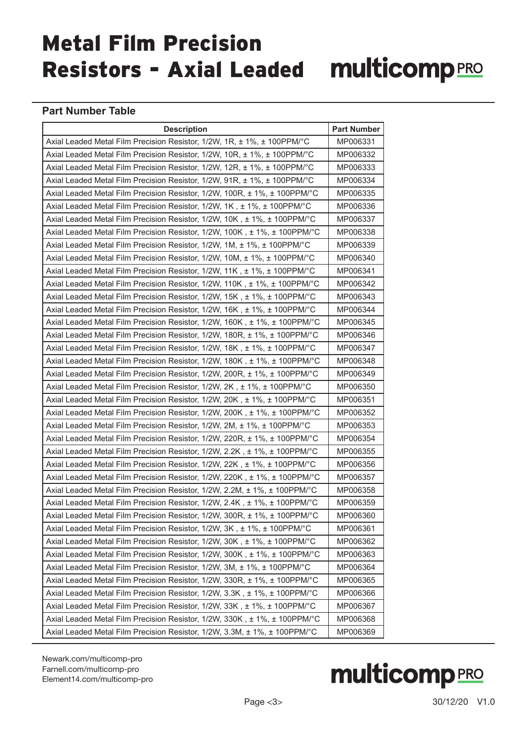# Metal Film Precision Resistors - Axial Leaded

## Part Number Table

| Description | Part Number |
|---|---|
| Axial Leaded Metal Film Precision Resistor, 1/2W, 1R, ± 1%, ± 100PPM/°C | MP006331 |
| Axial Leaded Metal Film Precision Resistor, 1/2W, 10R, ± 1%, ± 100PPM/°C | MP006332 |
| Axial Leaded Metal Film Precision Resistor, 1/2W, 12R, ± 1%, ± 100PPM/°C | MP006333 |
| Axial Leaded Metal Film Precision Resistor, 1/2W, 91R, ± 1%, ± 100PPM/°C | MP006334 |
| Axial Leaded Metal Film Precision Resistor, 1/2W, 100R, ± 1%, ± 100PPM/°C | MP006335 |
| Axial Leaded Metal Film Precision Resistor, 1/2W, 1K , ± 1%, ± 100PPM/°C | MP006336 |
| Axial Leaded Metal Film Precision Resistor, 1/2W, 10K , ± 1%, ± 100PPM/°C | MP006337 |
| Axial Leaded Metal Film Precision Resistor, 1/2W, 100K , ± 1%, ± 100PPM/°C | MP006338 |
| Axial Leaded Metal Film Precision Resistor, 1/2W, 1M, ± 1%, ± 100PPM/°C | MP006339 |
| Axial Leaded Metal Film Precision Resistor, 1/2W, 10M, ± 1%, ± 100PPM/°C | MP006340 |
| Axial Leaded Metal Film Precision Resistor, 1/2W, 11K , ± 1%, ± 100PPM/°C | MP006341 |
| Axial Leaded Metal Film Precision Resistor, 1/2W, 110K , ± 1%, ± 100PPM/°C | MP006342 |
| Axial Leaded Metal Film Precision Resistor, 1/2W, 15K , ± 1%, ± 100PPM/°C | MP006343 |
| Axial Leaded Metal Film Precision Resistor, 1/2W, 16K , ± 1%, ± 100PPM/°C | MP006344 |
| Axial Leaded Metal Film Precision Resistor, 1/2W, 160K , ± 1%, ± 100PPM/°C | MP006345 |
| Axial Leaded Metal Film Precision Resistor, 1/2W, 180R, ± 1%, ± 100PPM/°C | MP006346 |
| Axial Leaded Metal Film Precision Resistor, 1/2W, 18K , ± 1%, ± 100PPM/°C | MP006347 |
| Axial Leaded Metal Film Precision Resistor, 1/2W, 180K , ± 1%, ± 100PPM/°C | MP006348 |
| Axial Leaded Metal Film Precision Resistor, 1/2W, 200R, ± 1%, ± 100PPM/°C | MP006349 |
| Axial Leaded Metal Film Precision Resistor, 1/2W, 2K , ± 1%, ± 100PPM/°C | MP006350 |
| Axial Leaded Metal Film Precision Resistor, 1/2W, 20K , ± 1%, ± 100PPM/°C | MP006351 |
| Axial Leaded Metal Film Precision Resistor, 1/2W, 200K , ± 1%, ± 100PPM/°C | MP006352 |
| Axial Leaded Metal Film Precision Resistor, 1/2W, 2M, ± 1%, ± 100PPM/°C | MP006353 |
| Axial Leaded Metal Film Precision Resistor, 1/2W, 220R, ± 1%, ± 100PPM/°C | MP006354 |
| Axial Leaded Metal Film Precision Resistor, 1/2W, 2.2K , ± 1%, ± 100PPM/°C | MP006355 |
| Axial Leaded Metal Film Precision Resistor, 1/2W, 22K , ± 1%, ± 100PPM/°C | MP006356 |
| Axial Leaded Metal Film Precision Resistor, 1/2W, 220K , ± 1%, ± 100PPM/°C | MP006357 |
| Axial Leaded Metal Film Precision Resistor, 1/2W, 2.2M, ± 1%, ± 100PPM/°C | MP006358 |
| Axial Leaded Metal Film Precision Resistor, 1/2W, 2.4K , ± 1%, ± 100PPM/°C | MP006359 |
| Axial Leaded Metal Film Precision Resistor, 1/2W, 300R, ± 1%, ± 100PPM/°C | MP006360 |
| Axial Leaded Metal Film Precision Resistor, 1/2W, 3K , ± 1%, ± 100PPM/°C | MP006361 |
| Axial Leaded Metal Film Precision Resistor, 1/2W, 30K , ± 1%, ± 100PPM/°C | MP006362 |
| Axial Leaded Metal Film Precision Resistor, 1/2W, 300K , ± 1%, ± 100PPM/°C | MP006363 |
| Axial Leaded Metal Film Precision Resistor, 1/2W, 3M, ± 1%, ± 100PPM/°C | MP006364 |
| Axial Leaded Metal Film Precision Resistor, 1/2W, 330R, ± 1%, ± 100PPM/°C | MP006365 |
| Axial Leaded Metal Film Precision Resistor, 1/2W, 3.3K , ± 1%, ± 100PPM/°C | MP006366 |
| Axial Leaded Metal Film Precision Resistor, 1/2W, 33K , ± 1%, ± 100PPM/°C | MP006367 |
| Axial Leaded Metal Film Precision Resistor, 1/2W, 330K , ± 1%, ± 100PPM/°C | MP006368 |
| Axial Leaded Metal Film Precision Resistor, 1/2W, 3.3M, ± 1%, ± 100PPM/°C | MP006369 |

Newark.com/multicomp-pro
Farnell.com/multicomp-pro
Element14.com/multicomp-pro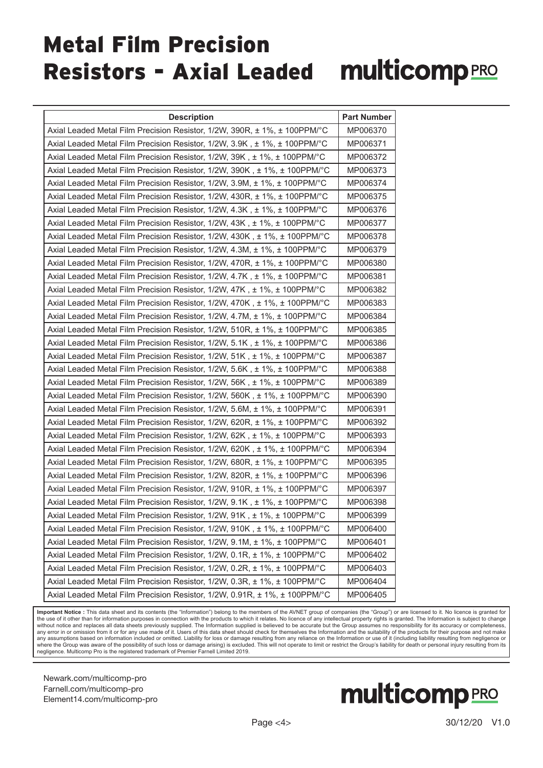# Metal Film Precision Resistors - Axial Leaded

| Description | Part Number |
|---|---|
| Axial Leaded Metal Film Precision Resistor, 1/2W, 390R, ± 1%, ± 100PPM/°C | MP006370 |
| Axial Leaded Metal Film Precision Resistor, 1/2W, 3.9K , ± 1%, ± 100PPM/°C | MP006371 |
| Axial Leaded Metal Film Precision Resistor, 1/2W, 39K , ± 1%, ± 100PPM/°C | MP006372 |
| Axial Leaded Metal Film Precision Resistor, 1/2W, 390K , ± 1%, ± 100PPM/°C | MP006373 |
| Axial Leaded Metal Film Precision Resistor, 1/2W, 3.9M, ± 1%, ± 100PPM/°C | MP006374 |
| Axial Leaded Metal Film Precision Resistor, 1/2W, 430R, ± 1%, ± 100PPM/°C | MP006375 |
| Axial Leaded Metal Film Precision Resistor, 1/2W, 4.3K , ± 1%, ± 100PPM/°C | MP006376 |
| Axial Leaded Metal Film Precision Resistor, 1/2W, 43K , ± 1%, ± 100PPM/°C | MP006377 |
| Axial Leaded Metal Film Precision Resistor, 1/2W, 430K , ± 1%, ± 100PPM/°C | MP006378 |
| Axial Leaded Metal Film Precision Resistor, 1/2W, 4.3M, ± 1%, ± 100PPM/°C | MP006379 |
| Axial Leaded Metal Film Precision Resistor, 1/2W, 470R, ± 1%, ± 100PPM/°C | MP006380 |
| Axial Leaded Metal Film Precision Resistor, 1/2W, 4.7K , ± 1%, ± 100PPM/°C | MP006381 |
| Axial Leaded Metal Film Precision Resistor, 1/2W, 47K , ± 1%, ± 100PPM/°C | MP006382 |
| Axial Leaded Metal Film Precision Resistor, 1/2W, 470K , ± 1%, ± 100PPM/°C | MP006383 |
| Axial Leaded Metal Film Precision Resistor, 1/2W, 4.7M, ± 1%, ± 100PPM/°C | MP006384 |
| Axial Leaded Metal Film Precision Resistor, 1/2W, 510R, ± 1%, ± 100PPM/°C | MP006385 |
| Axial Leaded Metal Film Precision Resistor, 1/2W, 5.1K , ± 1%, ± 100PPM/°C | MP006386 |
| Axial Leaded Metal Film Precision Resistor, 1/2W, 51K , ± 1%, ± 100PPM/°C | MP006387 |
| Axial Leaded Metal Film Precision Resistor, 1/2W, 5.6K , ± 1%, ± 100PPM/°C | MP006388 |
| Axial Leaded Metal Film Precision Resistor, 1/2W, 56K , ± 1%, ± 100PPM/°C | MP006389 |
| Axial Leaded Metal Film Precision Resistor, 1/2W, 560K , ± 1%, ± 100PPM/°C | MP006390 |
| Axial Leaded Metal Film Precision Resistor, 1/2W, 5.6M, ± 1%, ± 100PPM/°C | MP006391 |
| Axial Leaded Metal Film Precision Resistor, 1/2W, 620R, ± 1%, ± 100PPM/°C | MP006392 |
| Axial Leaded Metal Film Precision Resistor, 1/2W, 62K , ± 1%, ± 100PPM/°C | MP006393 |
| Axial Leaded Metal Film Precision Resistor, 1/2W, 620K , ± 1%, ± 100PPM/°C | MP006394 |
| Axial Leaded Metal Film Precision Resistor, 1/2W, 680R, ± 1%, ± 100PPM/°C | MP006395 |
| Axial Leaded Metal Film Precision Resistor, 1/2W, 820R, ± 1%, ± 100PPM/°C | MP006396 |
| Axial Leaded Metal Film Precision Resistor, 1/2W, 910R, ± 1%, ± 100PPM/°C | MP006397 |
| Axial Leaded Metal Film Precision Resistor, 1/2W, 9.1K , ± 1%, ± 100PPM/°C | MP006398 |
| Axial Leaded Metal Film Precision Resistor, 1/2W, 91K , ± 1%, ± 100PPM/°C | MP006399 |
| Axial Leaded Metal Film Precision Resistor, 1/2W, 910K , ± 1%, ± 100PPM/°C | MP006400 |
| Axial Leaded Metal Film Precision Resistor, 1/2W, 9.1M, ± 1%, ± 100PPM/°C | MP006401 |
| Axial Leaded Metal Film Precision Resistor, 1/2W, 0.1R, ± 1%, ± 100PPM/°C | MP006402 |
| Axial Leaded Metal Film Precision Resistor, 1/2W, 0.2R, ± 1%, ± 100PPM/°C | MP006403 |
| Axial Leaded Metal Film Precision Resistor, 1/2W, 0.3R, ± 1%, ± 100PPM/°C | MP006404 |
| Axial Leaded Metal Film Precision Resistor, 1/2W, 0.91R, ± 1%, ± 100PPM/°C | MP006405 |

**Important Notice :** This data sheet and its contents (the "Information") belong to the members of the AVNET group of companies (the "Group") or are licensed to it. No licence is granted for the use of it other than for information purposes in connection with the products to which it relates. No licence of any intellectual property rights is granted. The Information is subject to change without notice and replaces all data sheets previously supplied. The Information supplied is believed to be accurate but the Group assumes no responsibility for its accuracy or completeness, any error in or omission from it or for any use made of it. Users of this data sheet should check for themselves the Information and the suitability of the products for their purpose and not make any assumptions based on information included or omitted. Liability for loss or damage resulting from any reliance on the Information or use of it (including liability resulting from negligence or where the Group was aware of the possibility of such loss or damage arising) is excluded. This will not operate to limit or restrict the Group's liability for death or personal injury resulting from its negligence. Multicomp Pro is the registered trademark of Premier Farnell Limited 2019.

Newark.com/multicomp-pro
Farnell.com/multicomp-pro
Element14.com/multicomp-pro

30/12/20 V1.0